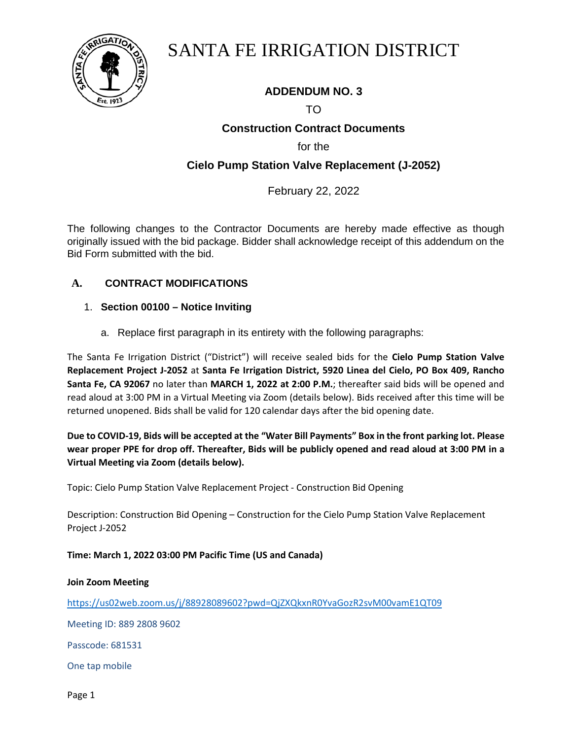# SANTA FE IRRIGATION DISTRICT

## ADDENDUM NO. 3

TO

**Construction Contract Documents**

for the

**Cielo Pump Station Valve Replacement (J-2052)**

February 22, 2022

The following changes to the Contractor Documents are hereby made effective as though originally issued with the bid package. Bidder shall acknowledge receipt of this addendum on the Bid Form submitted with the bid.

## A. CONTRACT MODIFICATIONS

1. **Section 00100 – Notice Inviting**

   a. Replace first paragraph in its entirety with the following paragraphs:

The Santa Fe Irrigation District ("District") will receive sealed bids for the **Cielo Pump Station Valve Replacement Project J-2052** at **Santa Fe Irrigation District, 5920 Linea del Cielo, PO Box 409, Rancho Santa Fe, CA 92067** no later than **MARCH 1, 2022 at 2:00 P.M.**; thereafter said bids will be opened and read aloud at 3:00 PM in a Virtual Meeting via Zoom (details below). Bids received after this time will be returned unopened. Bids shall be valid for 120 calendar days after the bid opening date.

**Due to COVID-19, Bids will be accepted at the "Water Bill Payments" Box in the front parking lot. Please wear proper PPE for drop off. Thereafter, Bids will be publicly opened and read aloud at 3:00 PM in a Virtual Meeting via Zoom (details below).**

Topic: Cielo Pump Station Valve Replacement Project - Construction Bid Opening

Description: Construction Bid Opening – Construction for the Cielo Pump Station Valve Replacement Project J-2052

**Time: March 1, 2022 03:00 PM Pacific Time (US and Canada)**

**Join Zoom Meeting**

https://us02web.zoom.us/j/88928089602?pwd=QjZXQkxnR0YvaGozR2svM00vamE1QT09

Meeting ID: 889 2808 9602

Passcode: 681531

One tap mobile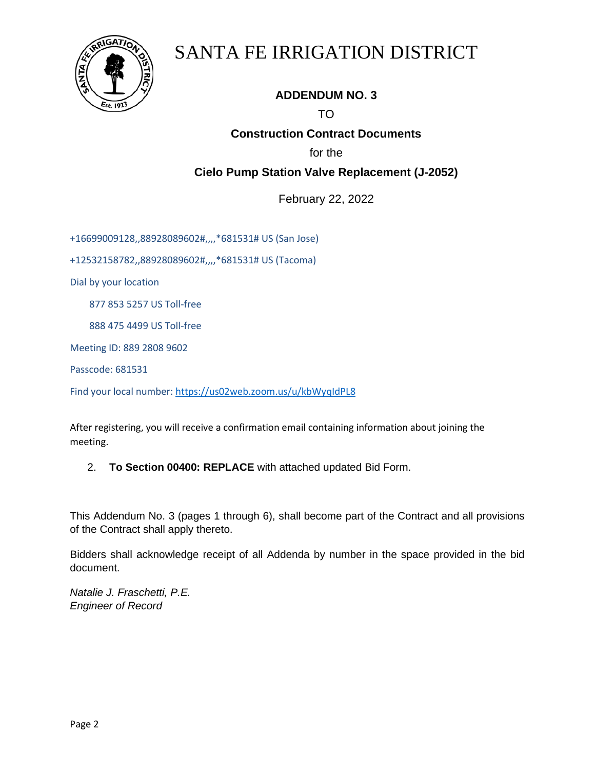# SANTA FE IRRIGATION DISTRICT

**ADDENDUM NO. 3**

TO

**Construction Contract Documents**

for the

**Cielo Pump Station Valve Replacement (J-2052)**

February 22, 2022

+16699009128,,88928089602#,,,,*681531# US (San Jose)

+12532158782,,88928089602#,,,,*681531# US (Tacoma)

Dial by your location

877 853 5257 US Toll-free

888 475 4499 US Toll-free

Meeting ID: 889 2808 9602

Passcode: 681531

Find your local number: https://us02web.zoom.us/u/kbWyqIdPL8

After registering, you will receive a confirmation email containing information about joining the meeting.

2. **To Section 00400: REPLACE** with attached updated Bid Form.

This Addendum No. 3 (pages 1 through 6), shall become part of the Contract and all provisions of the Contract shall apply thereto.

Bidders shall acknowledge receipt of all Addenda by number in the space provided in the bid document.

*Natalie J. Fraschetti, P.E.*
*Engineer of Record*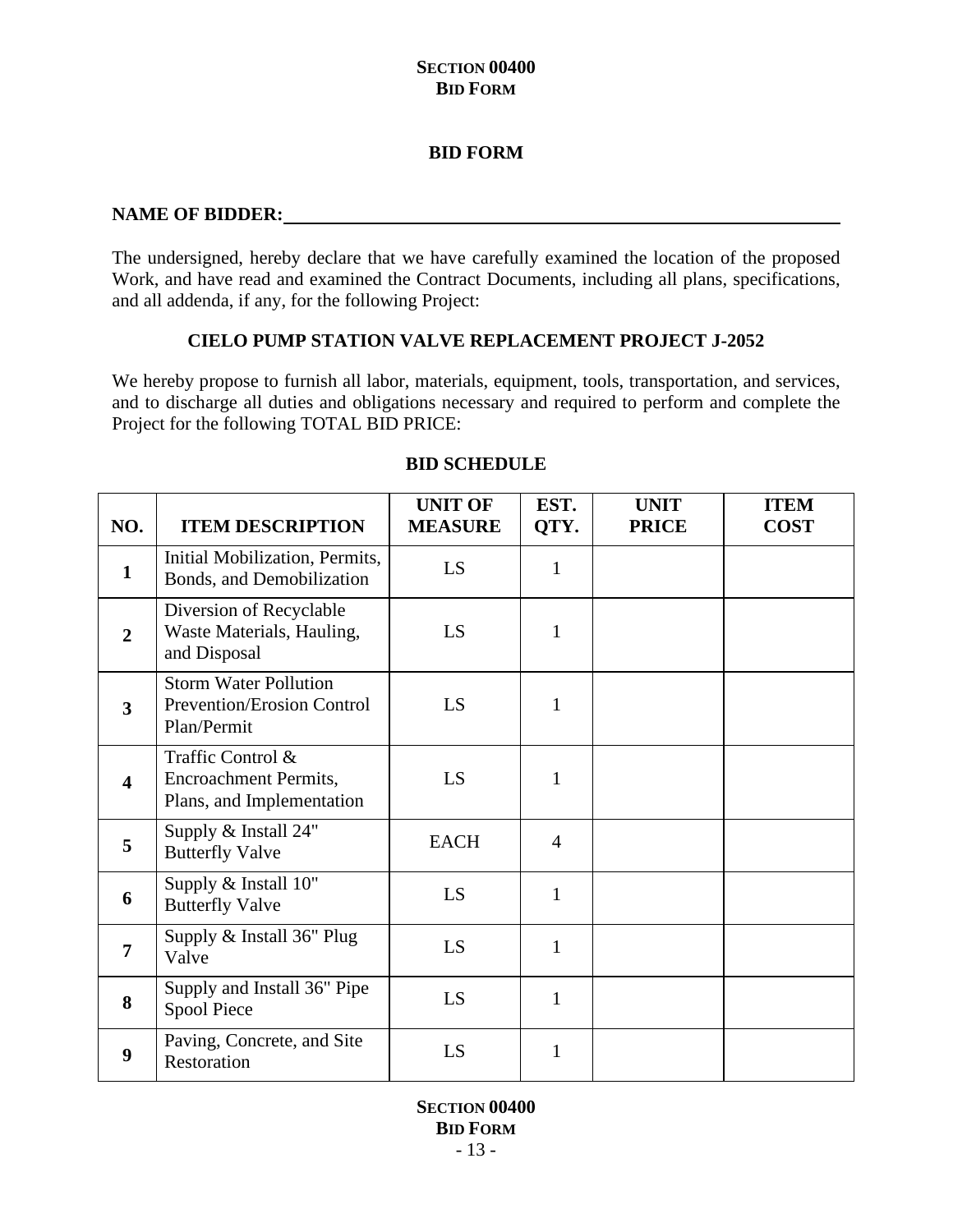## BID FORM

**NAME OF BIDDER:** ______________________________________________

The undersigned, hereby declare that we have carefully examined the location of the proposed Work, and have read and examined the Contract Documents, including all plans, specifications, and all addenda, if any, for the following Project:

**CIELO PUMP STATION VALVE REPLACEMENT PROJECT J-2052**

We hereby propose to furnish all labor, materials, equipment, tools, transportation, and services, and to discharge all duties and obligations necessary and required to perform and complete the Project for the following TOTAL BID PRICE:

**BID SCHEDULE**

| NO. | ITEM DESCRIPTION | UNIT OF MEASURE | EST. QTY. | UNIT PRICE | ITEM COST |
|---|---|---|---|---|---|
| **1** | Initial Mobilization, Permits, Bonds, and Demobilization | LS | 1 | | |
| **2** | Diversion of Recyclable Waste Materials, Hauling, and Disposal | LS | 1 | | |
| **3** | Storm Water Pollution Prevention/Erosion Control Plan/Permit | LS | 1 | | |
| **4** | Traffic Control & Encroachment Permits, Plans, and Implementation | LS | 1 | | |
| **5** | Supply & Install 24" Butterfly Valve | EACH | 4 | | |
| **6** | Supply & Install 10" Butterfly Valve | LS | 1 | | |
| **7** | Supply & Install 36" Plug Valve | LS | 1 | | |
| **8** | Supply and Install 36" Pipe Spool Piece | LS | 1 | | |
| **9** | Paving, Concrete, and Site Restoration | LS | 1 | | |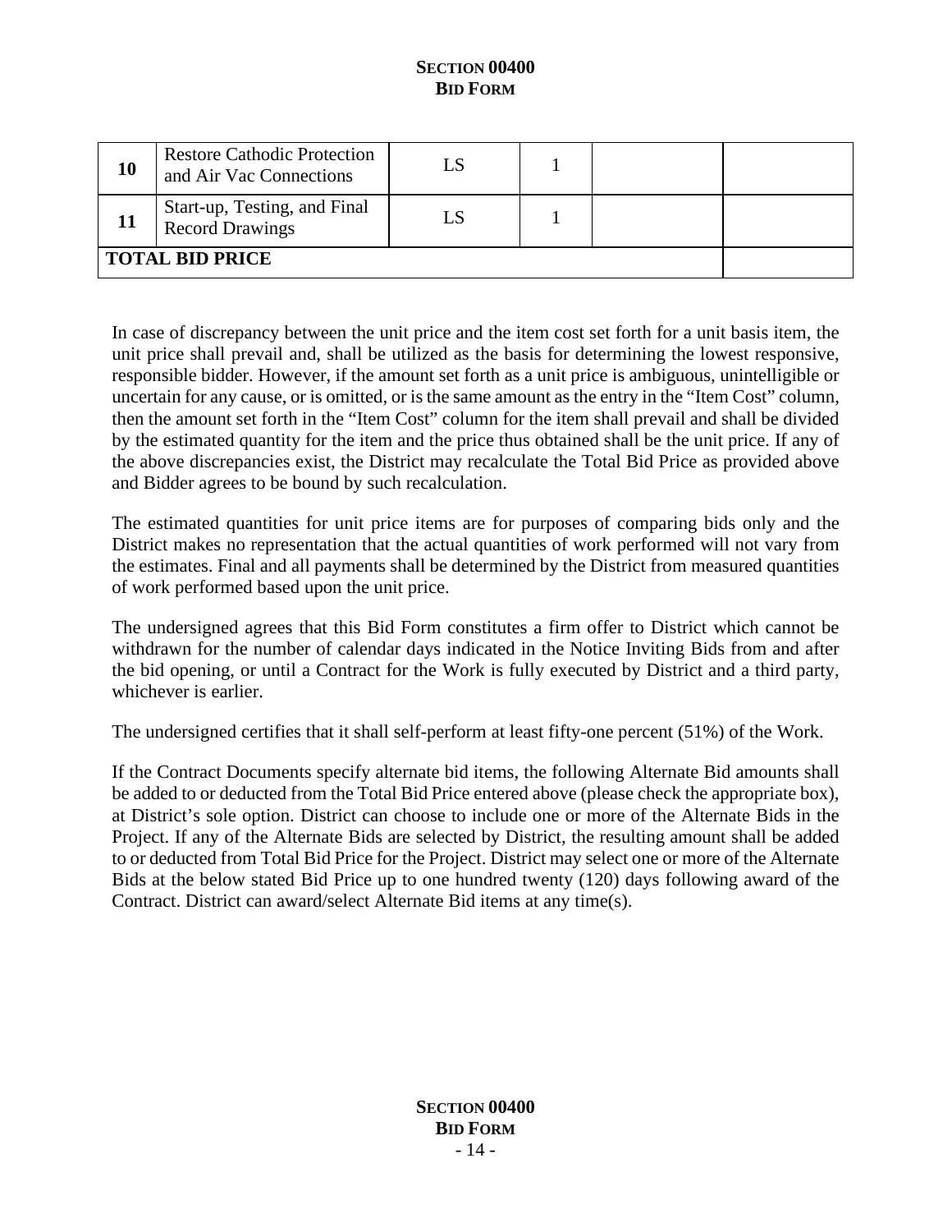| 10 | Restore Cathodic Protection and Air Vac Connections | LS | 1 | | |
|---|---|---|---|---|---|
| 11 | Start-up, Testing, and Final Record Drawings | LS | 1 | | |
| **TOTAL BID PRICE** | | | | | |

In case of discrepancy between the unit price and the item cost set forth for a unit basis item, the unit price shall prevail and, shall be utilized as the basis for determining the lowest responsive, responsible bidder. However, if the amount set forth as a unit price is ambiguous, unintelligible or uncertain for any cause, or is omitted, or is the same amount as the entry in the "Item Cost" column, then the amount set forth in the "Item Cost" column for the item shall prevail and shall be divided by the estimated quantity for the item and the price thus obtained shall be the unit price. If any of the above discrepancies exist, the District may recalculate the Total Bid Price as provided above and Bidder agrees to be bound by such recalculation.

The estimated quantities for unit price items are for purposes of comparing bids only and the District makes no representation that the actual quantities of work performed will not vary from the estimates. Final and all payments shall be determined by the District from measured quantities of work performed based upon the unit price.

The undersigned agrees that this Bid Form constitutes a firm offer to District which cannot be withdrawn for the number of calendar days indicated in the Notice Inviting Bids from and after the bid opening, or until a Contract for the Work is fully executed by District and a third party, whichever is earlier.

The undersigned certifies that it shall self-perform at least fifty-one percent (51%) of the Work.

If the Contract Documents specify alternate bid items, the following Alternate Bid amounts shall be added to or deducted from the Total Bid Price entered above (please check the appropriate box), at District's sole option. District can choose to include one or more of the Alternate Bids in the Project. If any of the Alternate Bids are selected by District, the resulting amount shall be added to or deducted from Total Bid Price for the Project. District may select one or more of the Alternate Bids at the below stated Bid Price up to one hundred twenty (120) days following award of the Contract. District can award/select Alternate Bid items at any time(s).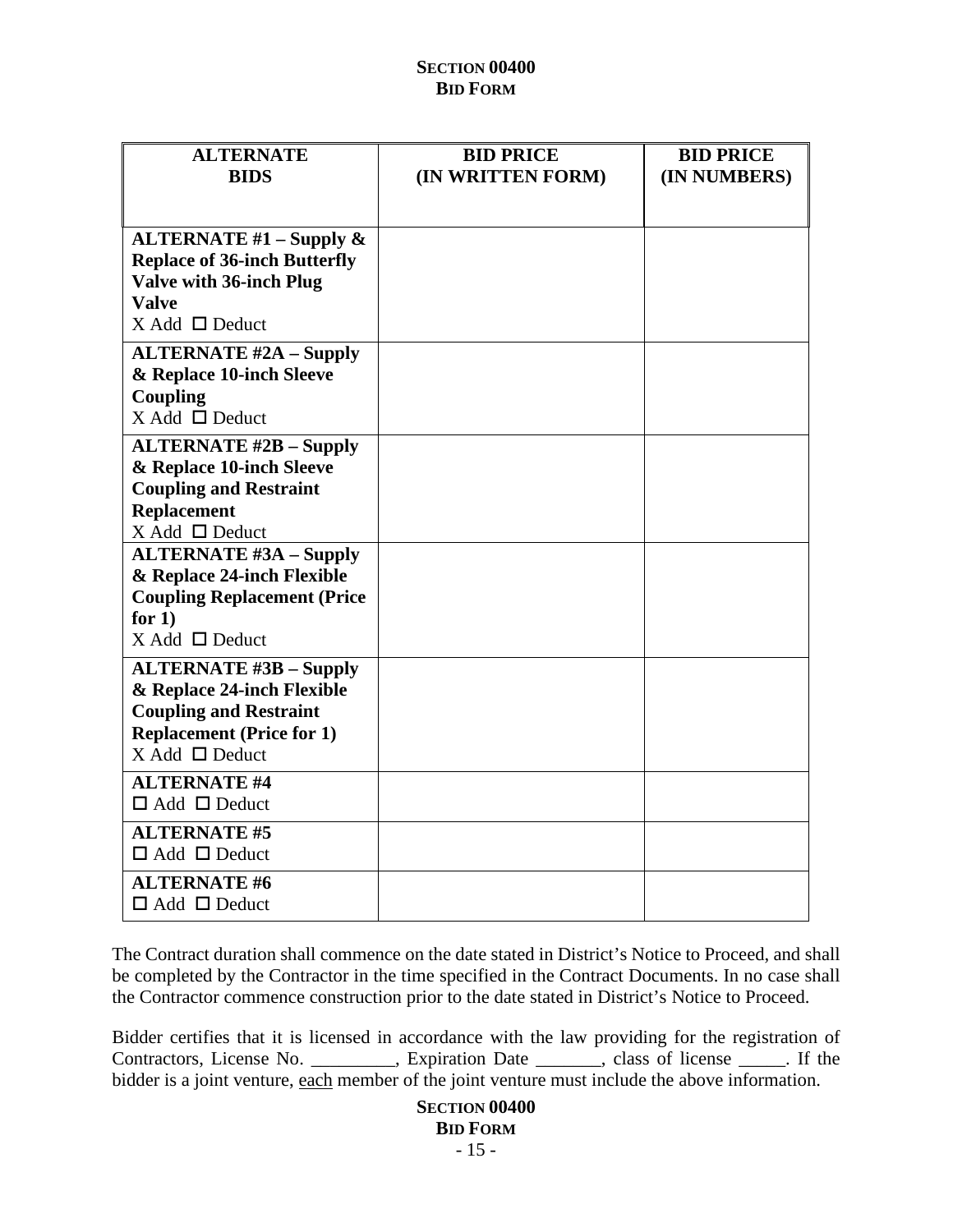# SECTION 00400
# BID FORM

| ALTERNATE BIDS | BID PRICE (IN WRITTEN FORM) | BID PRICE (IN NUMBERS) |
|---|---|---|
| **ALTERNATE #1 – Supply & Replace of 36-inch Butterfly Valve with 36-inch Plug Valve** X Add ☐ Deduct | | |
| **ALTERNATE #2A – Supply & Replace 10-inch Sleeve Coupling** X Add ☐ Deduct | | |
| **ALTERNATE #2B – Supply & Replace 10-inch Sleeve Coupling and Restraint Replacement** X Add ☐ Deduct | | |
| **ALTERNATE #3A – Supply & Replace 24-inch Flexible Coupling Replacement (Price for 1)** X Add ☐ Deduct | | |
| **ALTERNATE #3B – Supply & Replace 24-inch Flexible Coupling and Restraint Replacement (Price for 1)** X Add ☐ Deduct | | |
| **ALTERNATE #4** ☐ Add ☐ Deduct | | |
| **ALTERNATE #5** ☐ Add ☐ Deduct | | |
| **ALTERNATE #6** ☐ Add ☐ Deduct | | |

The Contract duration shall commence on the date stated in District's Notice to Proceed, and shall be completed by the Contractor in the time specified in the Contract Documents. In no case shall the Contractor commence construction prior to the date stated in District's Notice to Proceed.

Bidder certifies that it is licensed in accordance with the law providing for the registration of Contractors, License No. _________, Expiration Date _______, class of license _____. If the bidder is a joint venture, each member of the joint venture must include the above information.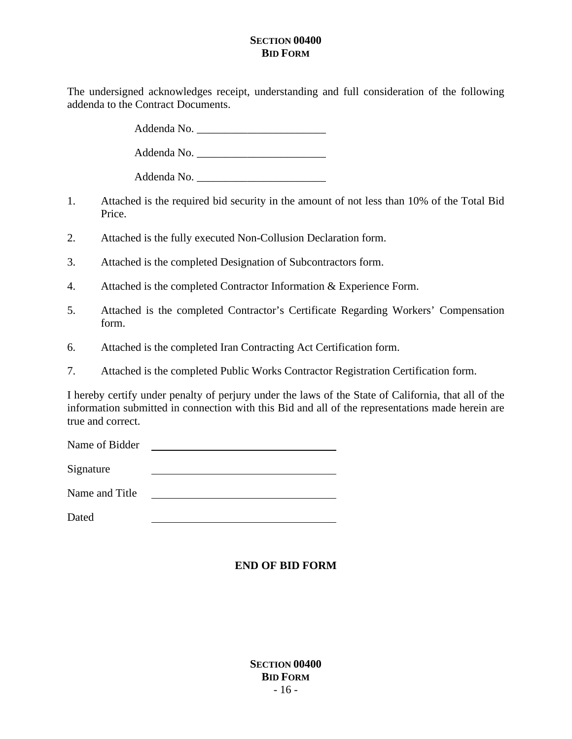# SECTION 00400
## BID FORM

The undersigned acknowledges receipt, understanding and full consideration of the following addenda to the Contract Documents.

Addenda No. _______________________

Addenda No. _______________________

Addenda No. _______________________

1. Attached is the required bid security in the amount of not less than 10% of the Total Bid Price.
2. Attached is the fully executed Non-Collusion Declaration form.
3. Attached is the completed Designation of Subcontractors form.
4. Attached is the completed Contractor Information & Experience Form.
5. Attached is the completed Contractor's Certificate Regarding Workers' Compensation form.
6. Attached is the completed Iran Contracting Act Certification form.
7. Attached is the completed Public Works Contractor Registration Certification form.

I hereby certify under penalty of perjury under the laws of the State of California, that all of the information submitted in connection with this Bid and all of the representations made herein are true and correct.

Name of Bidder _______________________________

Signature _______________________________

Name and Title _______________________________

Dated _______________________________

**END OF BID FORM**